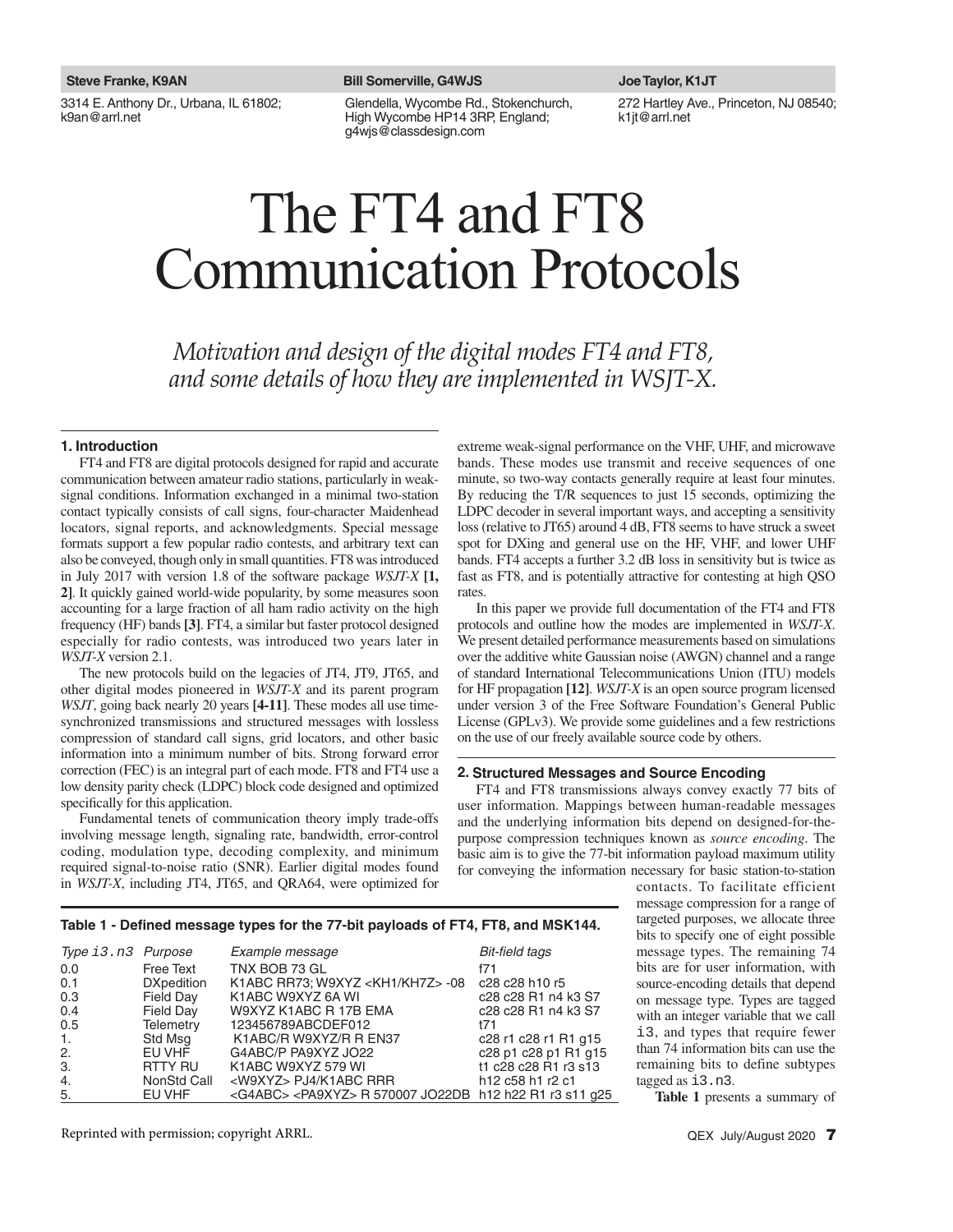**Steve Franke, K9AN**
3314 E. Anthony Dr., Urbana, IL 61802; k9an@arrl.net

**Bill Somerville, G4WJS**
Glendella, Wycombe Rd., Stokenchurch, High Wycombe HP14 3RP, England; g4wjs@classdesign.com

**Joe Taylor, K1JT**
272 Hartley Ave., Princeton, NJ 08540; k1jt@arrl.net

# The FT4 and FT8 Communication Protocols

*Motivation and design of the digital modes FT4 and FT8, and some details of how they are implemented in WSJT-X.*

## 1. Introduction

FT4 and FT8 are digital protocols designed for rapid and accurate communication between amateur radio stations, particularly in weak-signal conditions. Information exchanged in a minimal two-station contact typically consists of call signs, four-character Maidenhead locators, signal reports, and acknowledgments. Special message formats support a few popular radio contests, and arbitrary text can also be conveyed, though only in small quantities. FT8 was introduced in July 2017 with version 1.8 of the software package *WSJT-X* **[1, 2]**. It quickly gained world-wide popularity, by some measures soon accounting for a large fraction of all ham radio activity on the high frequency (HF) bands **[3]**. FT4, a similar but faster protocol designed especially for radio contests, was introduced two years later in *WSJT-X* version 2.1.

The new protocols build on the legacies of JT4, JT9, JT65, and other digital modes pioneered in *WSJT-X* and its parent program *WSJT*, going back nearly 20 years **[4-11]**. These modes all use time-synchronized transmissions and structured messages with lossless compression of standard call signs, grid locators, and other basic information into a minimum number of bits. Strong forward error correction (FEC) is an integral part of each mode. FT8 and FT4 use a low density parity check (LDPC) block code designed and optimized specifically for this application.

Fundamental tenets of communication theory imply trade-offs involving message length, signaling rate, bandwidth, error-control coding, modulation type, decoding complexity, and minimum required signal-to-noise ratio (SNR). Earlier digital modes found in *WSJT-X*, including JT4, JT65, and QRA64, were optimized for extreme weak-signal performance on the VHF, UHF, and microwave bands. These modes use transmit and receive sequences of one minute, so two-way contacts generally require at least four minutes. By reducing the T/R sequences to just 15 seconds, optimizing the LDPC decoder in several important ways, and accepting a sensitivity loss (relative to JT65) around 4 dB, FT8 seems to have struck a sweet spot for DXing and general use on the HF, VHF, and lower UHF bands. FT4 accepts a further 3.2 dB loss in sensitivity but is twice as fast as FT8, and is potentially attractive for contesting at high QSO rates.

In this paper we provide full documentation of the FT4 and FT8 protocols and outline how the modes are implemented in *WSJT-X*. We present detailed performance measurements based on simulations over the additive white Gaussian noise (AWGN) channel and a range of standard International Telecommunications Union (ITU) models for HF propagation **[12]**. *WSJT-X* is an open source program licensed under version 3 of the Free Software Foundation's General Public License (GPLv3). We provide some guidelines and a few restrictions on the use of our freely available source code by others.

## 2. Structured Messages and Source Encoding

FT4 and FT8 transmissions always convey exactly 77 bits of user information. Mappings between human-readable messages and the underlying information bits depend on designed-for-the-purpose compression techniques known as *source encoding*. The basic aim is to give the 77-bit information payload maximum utility for conveying the information necessary for basic station-to-station contacts. To facilitate efficient message compression for a range of targeted purposes, we allocate three bits to specify one of eight possible message types. The remaining 74 bits are for user information, with source-encoding details that depend on message type. Types are tagged with an integer variable that we call `i3`, and types that require fewer than 74 information bits can use the remaining bits to define subtypes tagged as `i3.n3`.

**Table 1** presents a summary of

**Table 1 - Defined message types for the 77-bit payloads of FT4, FT8, and MSK144.**

| *Type* `i3.n3` | *Purpose* | *Example message* | *Bit-field tags* |
|---|---|---|---|
| 0.0 | Free Text | TNX BOB 73 GL | f71 |
| 0.1 | DXpedition | K1ABC RR73; W9XYZ <KH1/KH7Z> -08 | c28 c28 h10 r5 |
| 0.3 | Field Day | K1ABC W9XYZ 6A WI | c28 c28 R1 n4 k3 S7 |
| 0.4 | Field Day | W9XYZ K1ABC R 17B EMA | c28 c28 R1 n4 k3 S7 |
| 0.5 | Telemetry | 123456789ABCDEF012 | t71 |
| 1. | Std Msg | K1ABC/R W9XYZ/R R EN37 | c28 r1 c28 r1 R1 g15 |
| 2. | EU VHF | G4ABC/P PA9XYZ JO22 | c28 p1 c28 p1 R1 g15 |
| 3. | RTTY RU | K1ABC W9XYZ 579 WI | t1 c28 c28 R1 r3 s13 |
| 4. | NonStd Call | <W9XYZ> PJ4/K1ABC RRR | h12 c58 h1 r2 c1 |
| 5. | EU VHF | <G4ABC> <PA9XYZ> R 570007 JO22DB | h12 h22 R1 r3 s11 g25 |

Reprinted with permission; copyright ARRL.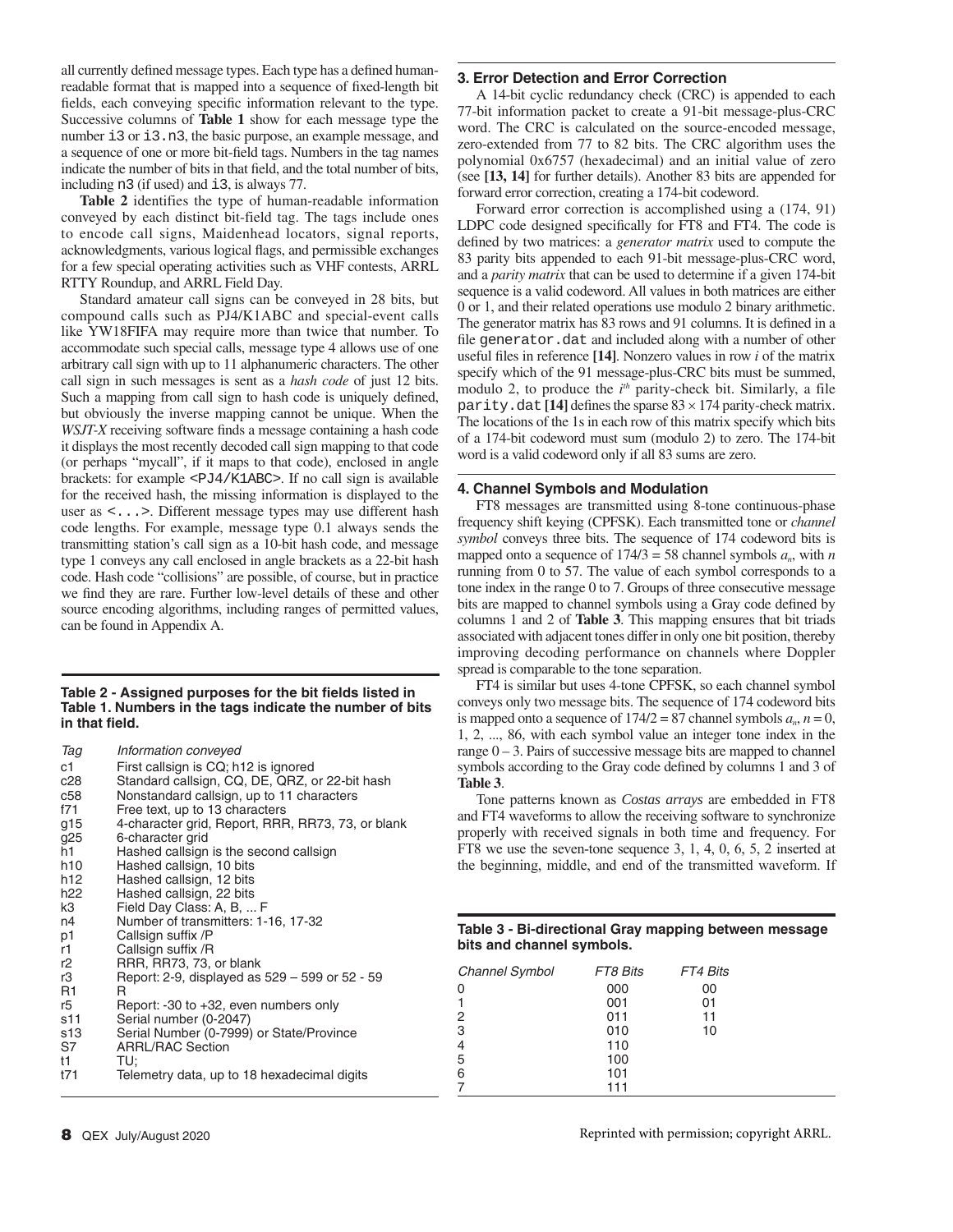all currently defined message types. Each type has a defined human-readable format that is mapped into a sequence of fixed-length bit fields, each conveying specific information relevant to the type. Successive columns of **Table 1** show for each message type the number i3 or i3.n3, the basic purpose, an example message, and a sequence of one or more bit-field tags. Numbers in the tag names indicate the number of bits in that field, and the total number of bits, including n3 (if used) and i3, is always 77.

**Table 2** identifies the type of human-readable information conveyed by each distinct bit-field tag. The tags include ones to encode call signs, Maidenhead locators, signal reports, acknowledgments, various logical flags, and permissible exchanges for a few special operating activities such as VHF contests, ARRL RTTY Roundup, and ARRL Field Day.

Standard amateur call signs can be conveyed in 28 bits, but compound calls such as PJ4/K1ABC and special-event calls like YW18FIFA may require more than twice that number. To accommodate such special calls, message type 4 allows use of one arbitrary call sign with up to 11 alphanumeric characters. The other call sign in such messages is sent as a *hash code* of just 12 bits. Such a mapping from call sign to hash code is uniquely defined, but obviously the inverse mapping cannot be unique. When the *WSJT-X* receiving software finds a message containing a hash code it displays the most recently decoded call sign mapping to that code (or perhaps "mycall", if it maps to that code), enclosed in angle brackets: for example <PJ4/K1ABC>. If no call sign is available for the received hash, the missing information is displayed to the user as <...>. Different message types may use different hash code lengths. For example, message type 0.1 always sends the transmitting station's call sign as a 10-bit hash code, and message type 1 conveys any call enclosed in angle brackets as a 22-bit hash code. Hash code "collisions" are possible, of course, but in practice we find they are rare. Further low-level details of these and other source encoding algorithms, including ranges of permitted values, can be found in Appendix A.

**Table 2 - Assigned purposes for the bit fields listed in Table 1. Numbers in the tags indicate the number of bits in that field.**

| *Tag* | *Information conveyed* |
|---|---|
| c1 | First callsign is CQ; h12 is ignored |
| c28 | Standard callsign, CQ, DE, QRZ, or 22-bit hash |
| c58 | Nonstandard callsign, up to 11 characters |
| f71 | Free text, up to 13 characters |
| g15 | 4-character grid, Report, RRR, RR73, 73, or blank |
| g25 | 6-character grid |
| h1 | Hashed callsign is the second callsign |
| h10 | Hashed callsign, 10 bits |
| h12 | Hashed callsign, 12 bits |
| h22 | Hashed callsign, 22 bits |
| k3 | Field Day Class: A, B, ... F |
| n4 | Number of transmitters: 1-16, 17-32 |
| p1 | Callsign suffix /P |
| r1 | Callsign suffix /R |
| r2 | RRR, RR73, 73, or blank |
| r3 | Report: 2-9, displayed as 529 – 599 or 52 - 59 |
| R1 | R |
| r5 | Report: -30 to +32, even numbers only |
| s11 | Serial number (0-2047) |
| s13 | Serial Number (0-7999) or State/Province |
| S7 | ARRL/RAC Section |
| t1 | TU; |
| t71 | Telemetry data, up to 18 hexadecimal digits |

### 3. Error Detection and Error Correction

A 14-bit cyclic redundancy check (CRC) is appended to each 77-bit information packet to create a 91-bit message-plus-CRC word. The CRC is calculated on the source-encoded message, zero-extended from 77 to 82 bits. The CRC algorithm uses the polynomial 0x6757 (hexadecimal) and an initial value of zero (see **[13, 14]** for further details). Another 83 bits are appended for forward error correction, creating a 174-bit codeword.

Forward error correction is accomplished using a (174, 91) LDPC code designed specifically for FT8 and FT4. The code is defined by two matrices: a *generator matrix* used to compute the 83 parity bits appended to each 91-bit message-plus-CRC word, and a *parity matrix* that can be used to determine if a given 174-bit sequence is a valid codeword. All values in both matrices are either 0 or 1, and their related operations use modulo 2 binary arithmetic. The generator matrix has 83 rows and 91 columns. It is defined in a file generator.dat and included along with a number of other useful files in reference **[14]**. Nonzero values in row $i$ of the matrix specify which of the 91 message-plus-CRC bits must be summed, modulo 2, to produce the $i^{th}$ parity-check bit. Similarly, a file parity.dat **[14]** defines the sparse $83 \times 174$ parity-check matrix. The locations of the 1s in each row of this matrix specify which bits of a 174-bit codeword must sum (modulo 2) to zero. The 174-bit word is a valid codeword only if all 83 sums are zero.

### 4. Channel Symbols and Modulation

FT8 messages are transmitted using 8-tone continuous-phase frequency shift keying (CPFSK). Each transmitted tone or *channel symbol* conveys three bits. The sequence of 174 codeword bits is mapped onto a sequence of $174/3 = 58$ channel symbols $a_n$, with $n$ running from 0 to 57. The value of each symbol corresponds to a tone index in the range 0 to 7. Groups of three consecutive message bits are mapped to channel symbols using a Gray code defined by columns 1 and 2 of **Table 3**. This mapping ensures that bit triads associated with adjacent tones differ in only one bit position, thereby improving decoding performance on channels where Doppler spread is comparable to the tone separation.

FT4 is similar but uses 4-tone CPFSK, so each channel symbol conveys only two message bits. The sequence of 174 codeword bits is mapped onto a sequence of $174/2 = 87$ channel symbols $a_n$, $n = 0, 1, 2, ..., 86$, with each symbol value an integer tone index in the range 0 – 3. Pairs of successive message bits are mapped to channel symbols according to the Gray code defined by columns 1 and 3 of **Table 3**.

Tone patterns known as *Costas arrays* are embedded in FT8 and FT4 waveforms to allow the receiving software to synchronize properly with received signals in both time and frequency. For FT8 we use the seven-tone sequence 3, 1, 4, 0, 6, 5, 2 inserted at the beginning, middle, and end of the transmitted waveform. If

**Table 3 - Bi-directional Gray mapping between message bits and channel symbols.**

| *Channel Symbol* | *FT8 Bits* | *FT4 Bits* |
|---|---|---|
| 0 | 000 | 00 |
| 1 | 001 | 01 |
| 2 | 011 | 11 |
| 3 | 010 | 10 |
| 4 | 110 | |
| 5 | 100 | |
| 6 | 101 | |
| 7 | 111 | |

Reprinted with permission; copyright ARRL.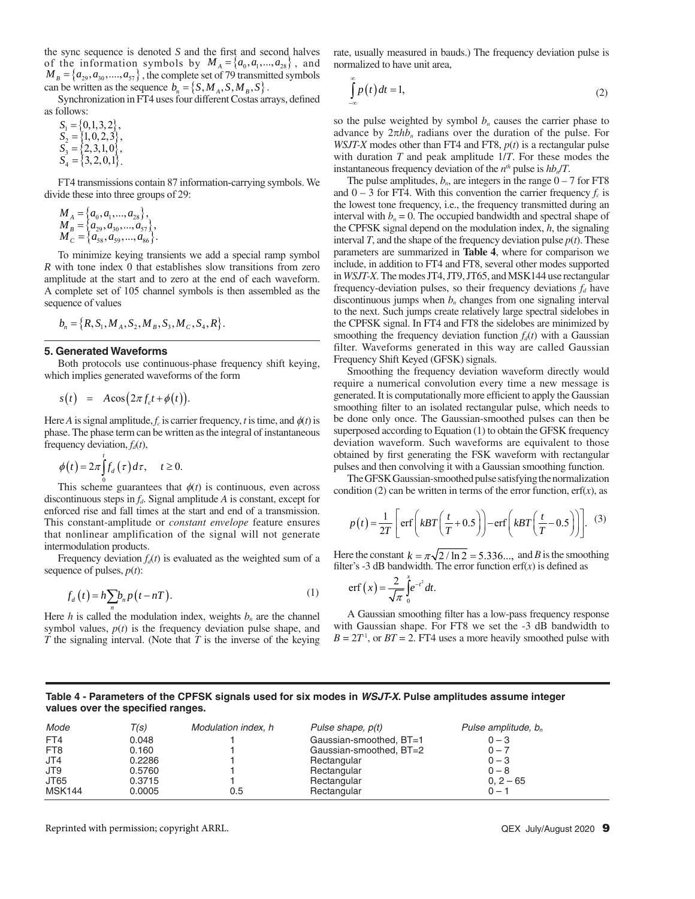the sync sequence is denoted $S$ and the first and second halves of the information symbols by $M_A = \{a_0, a_1, ..., a_{28}\}$, and $M_B = \{a_{29}, a_{30}, ...., a_{57}\}$, the complete set of 79 transmitted symbols can be written as the sequence $b_n = \{S, M_A, S, M_B, S\}$.

Synchronization in FT4 uses four different Costas arrays, defined as follows:

$$S_1 = \{0,1,3,2\},$$
$$S_2 = \{1,0,2,3\},$$
$$S_3 = \{2,3,1,0\},$$
$$S_4 = \{3,2,0,1\}.$$

FT4 transmissions contain 87 information-carrying symbols. We divide these into three groups of 29:

$$M_A = \{a_0, a_1, ..., a_{28}\},$$
$$M_B = \{a_{29}, a_{30}, ..., a_{57}\},$$
$$M_C = \{a_{58}, a_{59}, ..., a_{86}\}.$$

To minimize keying transients we add a special ramp symbol $R$ with tone index 0 that establishes slow transitions from zero amplitude at the start and to zero at the end of each waveform. A complete set of 105 channel symbols is then assembled as the sequence of values

$$b_n = \{R, S_1, M_A, S_2, M_B, S_3, M_C, S_4, R\}.$$

## 5. Generated Waveforms

Both protocols use continuous-phase frequency shift keying, which implies generated waveforms of the form

$$s(t) \;=\; A\cos\big(2\pi f_c t + \phi(t)\big).$$

Here $A$ is signal amplitude, $f_c$ is carrier frequency, $t$ is time, and $\phi(t)$ is phase. The phase term can be written as the integral of instantaneous frequency deviation, $f_d(t)$,

$$\phi(t) = 2\pi \int_0^t f_d(\tau)\, d\tau, \quad t \geq 0.$$

This scheme guarantees that $\phi(t)$ is continuous, even across discontinuous steps in $f_d$. Signal amplitude $A$ is constant, except for enforced rise and fall times at the start and end of a transmission. This constant-amplitude or *constant envelope* feature ensures that nonlinear amplification of the signal will not generate intermodulation products.

Frequency deviation $f_d(t)$ is evaluated as the weighted sum of a sequence of pulses, $p(t)$:

$$f_d(t) = h \sum_n b_n\, p(t - nT). \tag{1}$$

Here $h$ is called the modulation index, weights $b_n$ are the channel symbol values, $p(t)$ is the frequency deviation pulse shape, and $T$ the signaling interval. (Note that $T$ is the inverse of the keying rate, usually measured in bauds.) The frequency deviation pulse is normalized to have unit area,

$$\int_{-\infty}^{\infty} p(t)\, dt = 1, \tag{2}$$

so the pulse weighted by symbol $b_n$ causes the carrier phase to advance by $2\pi h b_n$ radians over the duration of the pulse. For *WSJT-X* modes other than FT4 and FT8, $p(t)$ is a rectangular pulse with duration $T$ and peak amplitude $1/T$. For these modes the instantaneous frequency deviation of the $n^{th}$ pulse is $hb_n/T$.

The pulse amplitudes, $b_n$, are integers in the range 0 – 7 for FT8 and 0 – 3 for FT4. With this convention the carrier frequency $f_c$ is the lowest tone frequency, i.e., the frequency transmitted during an interval with $b_n = 0$. The occupied bandwidth and spectral shape of the CPFSK signal depend on the modulation index, $h$, the signaling interval $T$, and the shape of the frequency deviation pulse $p(t)$. These parameters are summarized in **Table 4**, where for comparison we include, in addition to FT4 and FT8, several other modes supported in *WSJT-X*. The modes JT4, JT9, JT65, and MSK144 use rectangular frequency-deviation pulses, so their frequency deviations $f_d$ have discontinuous jumps when $b_n$ changes from one signaling interval to the next. Such jumps create relatively large spectral sidelobes in the CPFSK signal. In FT4 and FT8 the sidelobes are minimized by smoothing the frequency deviation function $f_d(t)$ with a Gaussian filter. Waveforms generated in this way are called Gaussian Frequency Shift Keyed (GFSK) signals.

Smoothing the frequency deviation waveform directly would require a numerical convolution every time a new message is generated. It is computationally more efficient to apply the Gaussian smoothing filter to an isolated rectangular pulse, which needs to be done only once. The Gaussian-smoothed pulses can then be superposed according to Equation (1) to obtain the GFSK frequency deviation waveform. Such waveforms are equivalent to those obtained by first generating the FSK waveform with rectangular pulses and then convolving it with a Gaussian smoothing function.

The GFSK Gaussian-smoothed pulse satisfying the normalization condition (2) can be written in terms of the error function, erf($x$), as

$$p(t) = \frac{1}{2T}\left[\operatorname{erf}\left(kBT\left(\frac{t}{T}+0.5\right)\right) - \operatorname{erf}\left(kBT\left(\frac{t}{T}-0.5\right)\right)\right]. \tag{3}$$

Here the constant $k = \pi\sqrt{2/\ln 2} = 5.336...,$ and $B$ is the smoothing filter's -3 dB bandwidth. The error function erf($x$) is defined as

$$\operatorname{erf}(x) = \frac{2}{\sqrt{\pi}}\int_0^x e^{-t^2}\, dt.$$

A Gaussian smoothing filter has a low-pass frequency response with Gaussian shape. For FT8 we set the -3 dB bandwidth to $B = 2T^{-1}$, or $BT = 2$. FT4 uses a more heavily smoothed pulse with

**Table 4 - Parameters of the CPFSK signals used for six modes in *WSJT-X*. Pulse amplitudes assume integer values over the specified ranges.**

| *Mode* | *T(s)* | *Modulation index, h* | *Pulse shape, p(t)* | *Pulse amplitude, $b_n$* |
|---|---|---|---|---|
| FT4 | 0.048 | 1 | Gaussian-smoothed, BT=1 | 0 – 3 |
| FT8 | 0.160 | 1 | Gaussian-smoothed, BT=2 | 0 – 7 |
| JT4 | 0.2286 | 1 | Rectangular | 0 – 3 |
| JT9 | 0.5760 | 1 | Rectangular | 0 – 8 |
| JT65 | 0.3715 | 1 | Rectangular | 0, 2 – 65 |
| MSK144 | 0.0005 | 0.5 | Rectangular | 0 – 1 |

Reprinted with permission; copyright ARRL.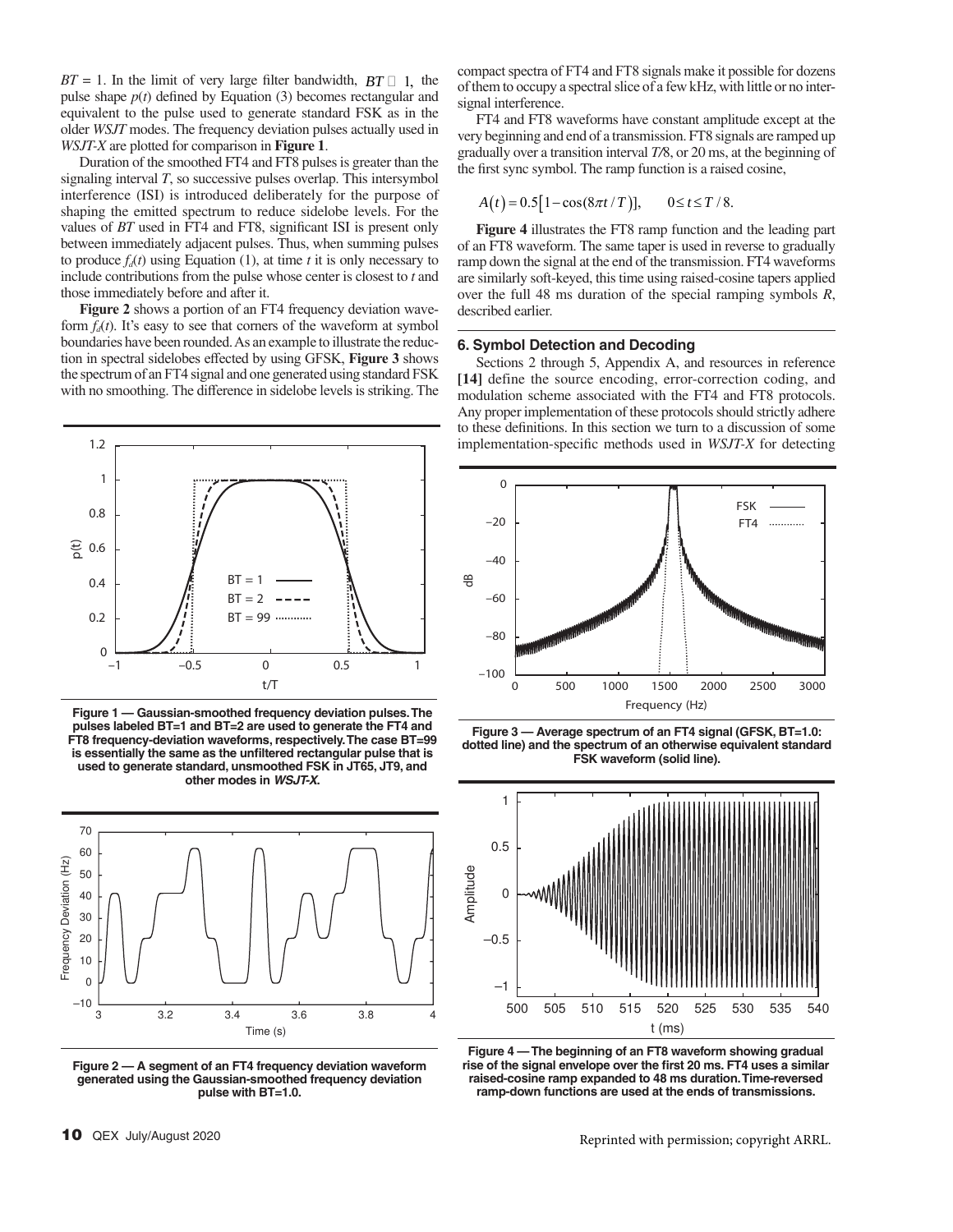$BT = 1$. In the limit of very large filter bandwidth, $BT \gg 1$, the pulse shape $p(t)$ defined by Equation (3) becomes rectangular and equivalent to the pulse used to generate standard FSK as in the older *WSJT* modes. The frequency deviation pulses actually used in *WSJT-X* are plotted for comparison in **Figure 1**.

Duration of the smoothed FT4 and FT8 pulses is greater than the signaling interval $T$, so successive pulses overlap. This intersymbol interference (ISI) is introduced deliberately for the purpose of shaping the emitted spectrum to reduce sidelobe levels. For the values of $BT$ used in FT4 and FT8, significant ISI is present only between immediately adjacent pulses. Thus, when summing pulses to produce $f_d(t)$ using Equation (1), at time $t$ it is only necessary to include contributions from the pulse whose center is closest to $t$ and those immediately before and after it.

**Figure 2** shows a portion of an FT4 frequency deviation waveform $f_d(t)$. It's easy to see that corners of the waveform at symbol boundaries have been rounded. As an example to illustrate the reduction in spectral sidelobes effected by using GFSK, **Figure 3** shows the spectrum of an FT4 signal and one generated using standard FSK with no smoothing. The difference in sidelobe levels is striking. The compact spectra of FT4 and FT8 signals make it possible for dozens of them to occupy a spectral slice of a few kHz, with little or no intersignal interference.

FT4 and FT8 waveforms have constant amplitude except at the very beginning and end of a transmission. FT8 signals are ramped up gradually over a transition interval $T/8$, or 20 ms, at the beginning of the first sync symbol. The ramp function is a raised cosine,

$$A(t) = 0.5\left[1 - \cos(8\pi t / T)\right], \qquad 0 \le t \le T/8.$$

**Figure 4** illustrates the FT8 ramp function and the leading part of an FT8 waveform. The same taper is used in reverse to gradually ramp down the signal at the end of the transmission. FT4 waveforms are similarly soft-keyed, this time using raised-cosine tapers applied over the full 48 ms duration of the special ramping symbols $R$, described earlier.

Figure 1 — Gaussian-smoothed frequency deviation pulses. The pulses labeled BT=1 and BT=2 are used to generate the FT4 and FT8 frequency-deviation waveforms, respectively. The case BT=99 is essentially the same as the unfiltered rectangular pulse that is used to generate standard, unsmoothed FSK in JT65, JT9, and other modes in *WSJT-X*.

Figure 2 — A segment of an FT4 frequency deviation waveform generated using the Gaussian-smoothed frequency deviation pulse with BT=1.0.

Figure 3 — Average spectrum of an FT4 signal (GFSK, BT=1.0: dotted line) and the spectrum of an otherwise equivalent standard FSK waveform (solid line).

Figure 4 — The beginning of an FT8 waveform showing gradual rise of the signal envelope over the first 20 ms. FT4 uses a similar raised-cosine ramp expanded to 48 ms duration. Time-reversed ramp-down functions are used at the ends of transmissions.

## 6. Symbol Detection and Decoding

Sections 2 through 5, Appendix A, and resources in reference **[14]** define the source encoding, error-correction coding, and modulation scheme associated with the FT4 and FT8 protocols. Any proper implementation of these protocols should strictly adhere to these definitions. In this section we turn to a discussion of some implementation-specific methods used in *WSJT-X* for detecting

Reprinted with permission; copyright ARRL.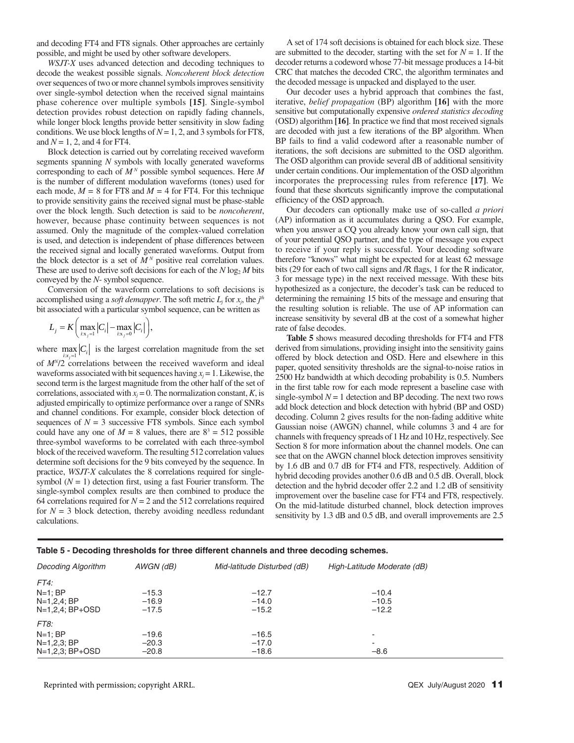and decoding FT4 and FT8 signals. Other approaches are certainly possible, and might be used by other software developers.

*WSJT-X* uses advanced detection and decoding techniques to decode the weakest possible signals. *Noncoherent block detection* over sequences of two or more channel symbols improves sensitivity over single-symbol detection when the received signal maintains phase coherence over multiple symbols **[15]**. Single-symbol detection provides robust detection on rapidly fading channels, while longer block lengths provide better sensitivity in slow fading conditions. We use block lengths of $N = 1$, 2, and 3 symbols for FT8, and $N = 1$, 2, and 4 for FT4.

Block detection is carried out by correlating received waveform segments spanning $N$ symbols with locally generated waveforms corresponding to each of $M^N$ possible symbol sequences. Here $M$ is the number of different modulation waveforms (tones) used for each mode, $M = 8$ for FT8 and $M = 4$ for FT4. For this technique to provide sensitivity gains the received signal must be phase-stable over the block length. Such detection is said to be *noncoherent*, however, because phase continuity between sequences is not assumed. Only the magnitude of the complex-valued correlation is used, and detection is independent of phase differences between the received signal and locally generated waveforms. Output from the block detector is a set of $M^N$ positive real correlation values. These are used to derive soft decisions for each of the $N \log_2 M$ bits conveyed by the $N$- symbol sequence.

Conversion of the waveform correlations to soft decisions is accomplished using a *soft demapper*. The soft metric $L_j$ for $x_j$, the $j^{th}$ bit associated with a particular symbol sequence, can be written as

$$L_j = K\left(\max_{i:x_j=1}|C_i| - \max_{i:x_j=0}|C_i|\right),$$

where $\max_{i:x_j=1}|C_i|$ is the largest correlation magnitude from the set of $M^N/2$ correlations between the received waveform and ideal waveforms associated with bit sequences having $x_j = 1$. Likewise, the second term is the largest magnitude from the other half of the set of correlations, associated with $x_j = 0$. The normalization constant, $K$, is adjusted empirically to optimize performance over a range of SNRs and channel conditions. For example, consider block detection of sequences of $N = 3$ successive FT8 symbols. Since each symbol could have any one of $M = 8$ values, there are $8^3 = 512$ possible three-symbol waveforms to be correlated with each three-symbol block of the received waveform. The resulting 512 correlation values determine soft decisions for the 9 bits conveyed by the sequence. In practice, *WSJT-X* calculates the 8 correlations required for single-symbol ($N = 1$) detection first, using a fast Fourier transform. The single-symbol complex results are then combined to produce the 64 correlations required for $N = 2$ and the 512 correlations required for $N = 3$ block detection, thereby avoiding needless redundant calculations.

A set of 174 soft decisions is obtained for each block size. These are submitted to the decoder, starting with the set for $N = 1$. If the decoder returns a codeword whose 77-bit message produces a 14-bit CRC that matches the decoded CRC, the algorithm terminates and the decoded message is unpacked and displayed to the user.

Our decoder uses a hybrid approach that combines the fast, iterative, *belief propagation* (BP) algorithm **[16]** with the more sensitive but computationally expensive *ordered statistics decoding* (OSD) algorithm **[16]**. In practice we find that most received signals are decoded with just a few iterations of the BP algorithm. When BP fails to find a valid codeword after a reasonable number of iterations, the soft decisions are submitted to the OSD algorithm. The OSD algorithm can provide several dB of additional sensitivity under certain conditions. Our implementation of the OSD algorithm incorporates the preprocessing rules from reference **[17]**. We found that these shortcuts significantly improve the computational efficiency of the OSD approach.

Our decoders can optionally make use of so-called *a priori* (AP) information as it accumulates during a QSO. For example, when you answer a CQ you already know your own call sign, that of your potential QSO partner, and the type of message you expect to receive if your reply is successful. Your decoding software therefore "knows" what might be expected for at least 62 message bits (29 for each of two call signs and /R flags, 1 for the R indicator, 3 for message type) in the next received message. With these bits hypothesized as a conjecture, the decoder's task can be reduced to determining the remaining 15 bits of the message and ensuring that the resulting solution is reliable. The use of AP information can increase sensitivity by several dB at the cost of a somewhat higher rate of false decodes.

**Table 5** shows measured decoding thresholds for FT4 and FT8 derived from simulations, providing insight into the sensitivity gains offered by block detection and OSD. Here and elsewhere in this paper, quoted sensitivity thresholds are the signal-to-noise ratios in 2500 Hz bandwidth at which decoding probability is 0.5. Numbers in the first table row for each mode represent a baseline case with single-symbol $N = 1$ detection and BP decoding. The next two rows add block detection and block detection with hybrid (BP and OSD) decoding. Column 2 gives results for the non-fading additive white Gaussian noise (AWGN) channel, while columns 3 and 4 are for channels with frequency spreads of 1 Hz and 10 Hz, respectively. See Section 8 for more information about the channel models. One can see that on the AWGN channel block detection improves sensitivity by 1.6 dB and 0.7 dB for FT4 and FT8, respectively. Addition of hybrid decoding provides another 0.6 dB and 0.5 dB. Overall, block detection and the hybrid decoder offer 2.2 and 1.2 dB of sensitivity improvement over the baseline case for FT4 and FT8, respectively. On the mid-latitude disturbed channel, block detection improves sensitivity by 1.3 dB and 0.5 dB, and overall improvements are 2.5

**Table 5 - Decoding thresholds for three different channels and three decoding schemes.**

| *Decoding Algorithm* | *AWGN (dB)* | *Mid-latitude Disturbed (dB)* | *High-Latitude Moderate (dB)* |
|---|---|---|---|
| *FT4:* | | | |
| N=1; BP | −15.3 | −12.7 | −10.4 |
| N=1,2,4; BP | −16.9 | −14.0 | −10.5 |
| N=1,2,4; BP+OSD | −17.5 | −15.2 | −12.2 |
| *FT8:* | | | |
| N=1; BP | −19.6 | −16.5 | - |
| N=1,2,3; BP | −20.3 | −17.0 | - |
| N=1,2,3; BP+OSD | −20.8 | −18.6 | −8.6 |

Reprinted with permission; copyright ARRL.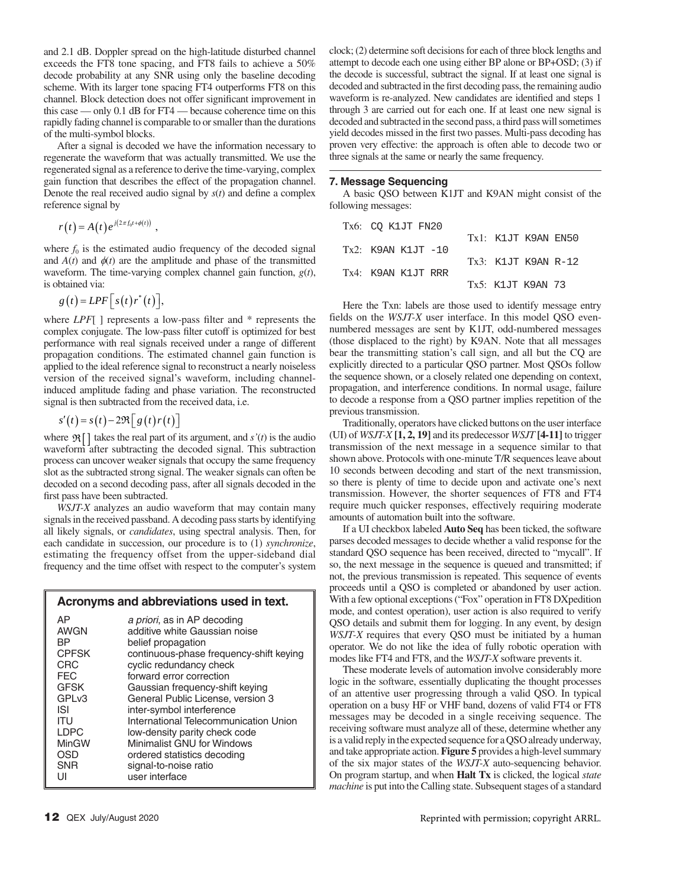and 2.1 dB. Doppler spread on the high-latitude disturbed channel exceeds the FT8 tone spacing, and FT8 fails to achieve a 50% decode probability at any SNR using only the baseline decoding scheme. With its larger tone spacing FT4 outperforms FT8 on this channel. Block detection does not offer significant improvement in this case — only 0.1 dB for FT4 — because coherence time on this rapidly fading channel is comparable to or smaller than the durations of the multi-symbol blocks.

After a signal is decoded we have the information necessary to regenerate the waveform that was actually transmitted. We use the regenerated signal as a reference to derive the time-varying, complex gain function that describes the effect of the propagation channel. Denote the real received audio signal by $s(t)$ and define a complex reference signal by

$$r(t) = A(t)e^{i(2\pi f_0 t + \phi(t))} ,$$

where $f_0$ is the estimated audio frequency of the decoded signal and $A(t)$ and $\phi(t)$ are the amplitude and phase of the transmitted waveform. The time-varying complex channel gain function, $g(t)$, is obtained via:

$$g(t) = LPF\left[ s(t) r^*(t) \right],$$

where $LPF$[ ] represents a low-pass filter and * represents the complex conjugate. The low-pass filter cutoff is optimized for best performance with real signals received under a range of different propagation conditions. The estimated channel gain function is applied to the ideal reference signal to reconstruct a nearly noiseless version of the received signal's waveform, including channel-induced amplitude fading and phase variation. The reconstructed signal is then subtracted from the received data, i.e.

$$s'(t) = s(t) - 2\Re\left[ g(t) r(t) \right]$$

where $\Re[\,]$ takes the real part of its argument, and $s'(t)$ is the audio waveform after subtracting the decoded signal. This subtraction process can uncover weaker signals that occupy the same frequency slot as the subtracted strong signal. The weaker signals can often be decoded on a second decoding pass, after all signals decoded in the first pass have been subtracted.

*WSJT-X* analyzes an audio waveform that may contain many signals in the received passband. A decoding pass starts by identifying all likely signals, or *candidates*, using spectral analysis. Then, for each candidate in succession, our procedure is to (1) *synchronize*, estimating the frequency offset from the upper-sideband dial frequency and the time offset with respect to the computer's system clock; (2) determine soft decisions for each of three block lengths and attempt to decode each one using either BP alone or BP+OSD; (3) if the decode is successful, subtract the signal. If at least one signal is decoded and subtracted in the first decoding pass, the remaining audio waveform is re-analyzed. New candidates are identified and steps 1 through 3 are carried out for each one. If at least one new signal is decoded and subtracted in the second pass, a third pass will sometimes yield decodes missed in the first two passes. Multi-pass decoding has proven very effective: the approach is often able to decode two or three signals at the same or nearly the same frequency.

### Acronyms and abbreviations used in text.

| | |
|---|---|
| AP | *a priori*, as in AP decoding |
| AWGN | additive white Gaussian noise |
| BP | belief propagation |
| CPFSK | continuous-phase frequency-shift keying |
| CRC | cyclic redundancy check |
| FEC | forward error correction |
| GFSK | Gaussian frequency-shift keying |
| GPLv3 | General Public License, version 3 |
| ISI | inter-symbol interference |
| ITU | International Telecommunication Union |
| LDPC | low-density parity check code |
| MinGW | Minimalist GNU for Windows |
| OSD | ordered statistics decoding |
| SNR | signal-to-noise ratio |
| UI | user interface |

## 7. Message Sequencing

A basic QSO between K1JT and K9AN might consist of the following messages:

```
Tx6: CQ K1JT FN20
                              Tx1: K1JT K9AN EN50
Tx2: K9AN K1JT -10
                              Tx3: K1JT K9AN R-12
Tx4: K9AN K1JT RRR
                              Tx5: K1JT K9AN 73
```

Here the Txn: labels are those used to identify message entry fields on the *WSJT-X* user interface. In this model QSO even-numbered messages are sent by K1JT, odd-numbered messages (those displaced to the right) by K9AN. Note that all messages bear the transmitting station's call sign, and all but the CQ are explicitly directed to a particular QSO partner. Most QSOs follow the sequence shown, or a closely related one depending on context, propagation, and interference conditions. In normal usage, failure to decode a response from a QSO partner implies repetition of the previous transmission.

Traditionally, operators have clicked buttons on the user interface (UI) of *WSJT-X* **[1, 2, 19]** and its predecessor *WSJT* **[4-11]** to trigger transmission of the next message in a sequence similar to that shown above. Protocols with one-minute T/R sequences leave about 10 seconds between decoding and start of the next transmission, so there is plenty of time to decide upon and activate one's next transmission. However, the shorter sequences of FT8 and FT4 require much quicker responses, effectively requiring moderate amounts of automation built into the software.

If a UI checkbox labeled **Auto Seq** has been ticked, the software parses decoded messages to decide whether a valid response for the standard QSO sequence has been received, directed to "mycall"; if so, the next message in the sequence is queued and transmitted; if not, the previous transmission is repeated. This sequence of events proceeds until a QSO is completed or abandoned by user action. With a few optional exceptions ("Fox" operation in FT8 DXpedition mode, and contest operation), user action is also required to verify QSO details and submit them for logging. In any event, by design *WSJT-X* requires that every QSO must be initiated by a human operator. We do not like the idea of fully robotic operation with modes like FT4 and FT8, and the *WSJT-X* software prevents it.

These moderate levels of automation involve considerably more logic in the software, essentially duplicating the thought processes of an attentive user progressing through a valid QSO. In typical operation on a busy HF or VHF band, dozens of valid FT4 or FT8 messages may be decoded in a single receiving sequence. The receiving software must analyze all of these, determine whether any is a valid reply in the expected sequence for a QSO already underway, and take appropriate action. **Figure 5** provides a high-level summary of the six major states of the *WSJT-X* auto-sequencing behavior. On program startup, and when **Halt Tx** is clicked, the logical *state machine* is put into the Calling state. Subsequent stages of a standard

Reprinted with permission; copyright ARRL.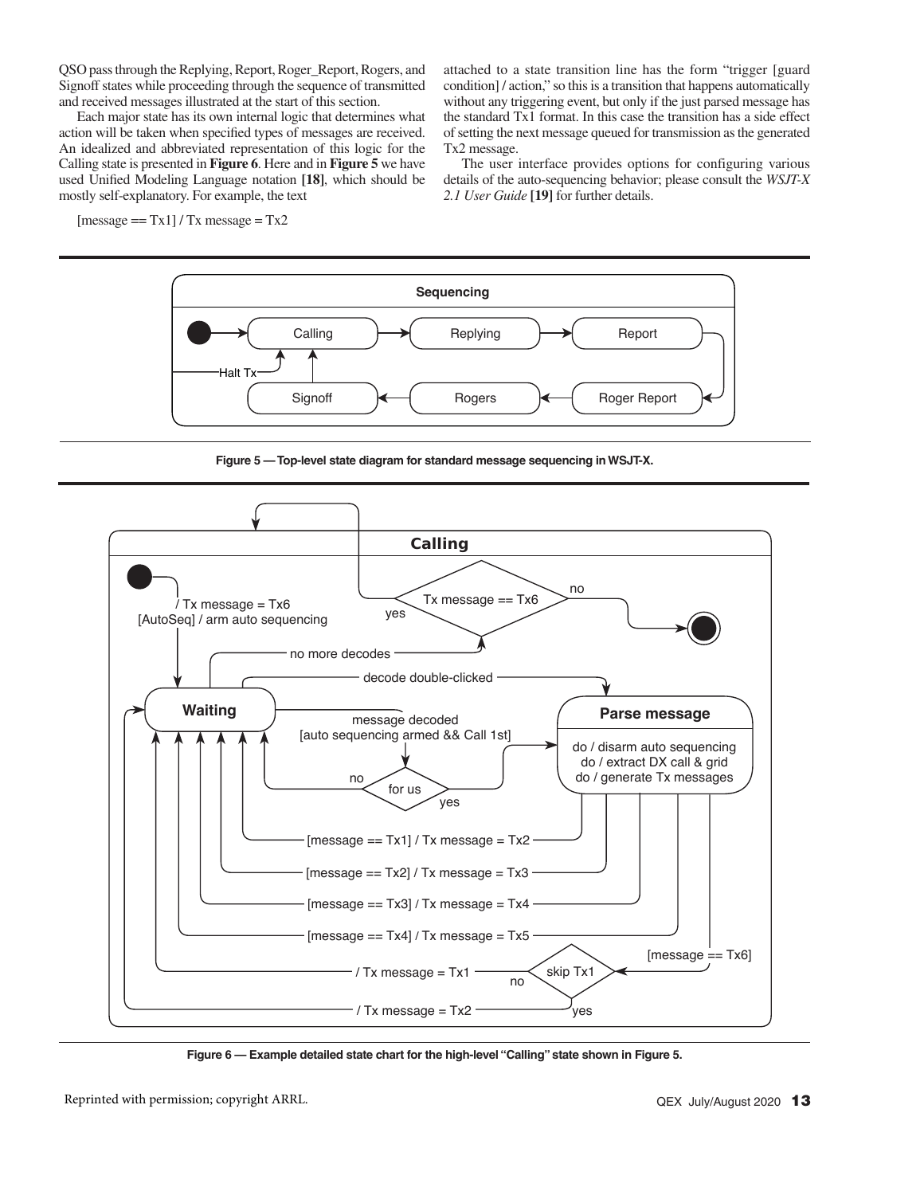QSO pass through the Replying, Report, Roger_Report, Rogers, and Signoff states while proceeding through the sequence of transmitted and received messages illustrated at the start of this section.

Each major state has its own internal logic that determines what action will be taken when specified types of messages are received. An idealized and abbreviated representation of this logic for the Calling state is presented in **Figure 6**. Here and in **Figure 5** we have used Unified Modeling Language notation **[18]**, which should be mostly self-explanatory. For example, the text

[message == Tx1] / Tx message = Tx2

attached to a state transition line has the form "trigger [guard condition] / action," so this is a transition that happens automatically without any triggering event, but only if the just parsed message has the standard Tx1 format. In this case the transition has a side effect of setting the next message queued for transmission as the generated Tx2 message.

The user interface provides options for configuring various details of the auto-sequencing behavior; please consult the *WSJT-X 2.1 User Guide* **[19]** for further details.

**Figure 5 — Top-level state diagram for standard message sequencing in WSJT-X.**

**Figure 6 — Example detailed state chart for the high-level "Calling" state shown in Figure 5.**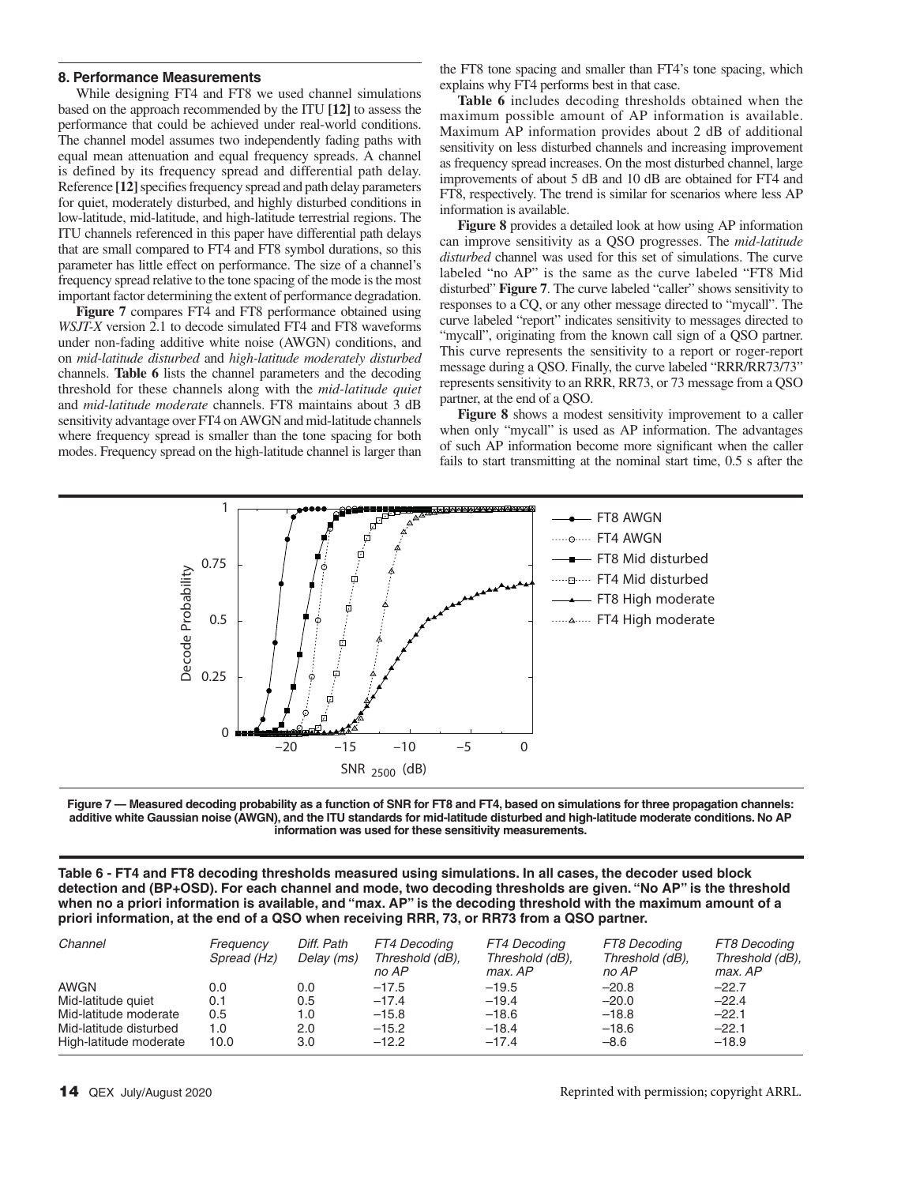## 8. Performance Measurements

While designing FT4 and FT8 we used channel simulations based on the approach recommended by the ITU **[12]** to assess the performance that could be achieved under real-world conditions. The channel model assumes two independently fading paths with equal mean attenuation and equal frequency spreads. A channel is defined by its frequency spread and differential path delay. Reference **[12]** specifies frequency spread and path delay parameters for quiet, moderately disturbed, and highly disturbed conditions in low-latitude, mid-latitude, and high-latitude terrestrial regions. The ITU channels referenced in this paper have differential path delays that are small compared to FT4 and FT8 symbol durations, so this parameter has little effect on performance. The size of a channel's frequency spread relative to the tone spacing of the mode is the most important factor determining the extent of performance degradation.

**Figure 7** compares FT4 and FT8 performance obtained using *WSJT-X* version 2.1 to decode simulated FT4 and FT8 waveforms under non-fading additive white noise (AWGN) conditions, and on *mid-latitude disturbed* and *high-latitude moderately disturbed* channels. **Table 6** lists the channel parameters and the decoding threshold for these channels along with the *mid-latitude quiet* and *mid-latitude moderate* channels. FT8 maintains about 3 dB sensitivity advantage over FT4 on AWGN and mid-latitude channels where frequency spread is smaller than the tone spacing for both modes. Frequency spread on the high-latitude channel is larger than the FT8 tone spacing and smaller than FT4's tone spacing, which explains why FT4 performs best in that case.

**Table 6** includes decoding thresholds obtained when the maximum possible amount of AP information is available. Maximum AP information provides about 2 dB of additional sensitivity on less disturbed channels and increasing improvement as frequency spread increases. On the most disturbed channel, large improvements of about 5 dB and 10 dB are obtained for FT4 and FT8, respectively. The trend is similar for scenarios where less AP information is available.

**Figure 8** provides a detailed look at how using AP information can improve sensitivity as a QSO progresses. The *mid-latitude disturbed* channel was used for this set of simulations. The curve labeled "no AP" is the same as the curve labeled "FT8 Mid disturbed" **Figure 7**. The curve labeled "caller" shows sensitivity to responses to a CQ, or any other message directed to "mycall". The curve labeled "report" indicates sensitivity to messages directed to "mycall", originating from the known call sign of a QSO partner. This curve represents the sensitivity to a report or roger-report message during a QSO. Finally, the curve labeled "RRR/RR73/73" represents sensitivity to an RRR, RR73, or 73 message from a QSO partner, at the end of a QSO.

**Figure 8** shows a modest sensitivity improvement to a caller when only "mycall" is used as AP information. The advantages of such AP information become more significant when the caller fails to start transmitting at the nominal start time, 0.5 s after the

**Figure 7 — Measured decoding probability as a function of SNR for FT8 and FT4, based on simulations for three propagation channels: additive white Gaussian noise (AWGN), and the ITU standards for mid-latitude disturbed and high-latitude moderate conditions. No AP information was used for these sensitivity measurements.**

**Table 6 - FT4 and FT8 decoding thresholds measured using simulations. In all cases, the decoder used block detection and (BP+OSD). For each channel and mode, two decoding thresholds are given. "No AP" is the threshold when no a priori information is available, and "max. AP" is the decoding threshold with the maximum amount of a priori information, at the end of a QSO when receiving RRR, 73, or RR73 from a QSO partner.**

| *Channel* | *Frequency Spread (Hz)* | *Diff. Path Delay (ms)* | *FT4 Decoding Threshold (dB), no AP* | *FT4 Decoding Threshold (dB), max. AP* | *FT8 Decoding Threshold (dB), no AP* | *FT8 Decoding Threshold (dB), max. AP* |
|---|---|---|---|---|---|---|
| AWGN | 0.0 | 0.0 | –17.5 | –19.5 | –20.8 | –22.7 |
| Mid-latitude quiet | 0.1 | 0.5 | –17.4 | –19.4 | –20.0 | –22.4 |
| Mid-latitude moderate | 0.5 | 1.0 | –15.8 | –18.6 | –18.8 | –22.1 |
| Mid-latitude disturbed | 1.0 | 2.0 | –15.2 | –18.4 | –18.6 | –22.1 |
| High-latitude moderate | 10.0 | 3.0 | –12.2 | –17.4 | –8.6 | –18.9 |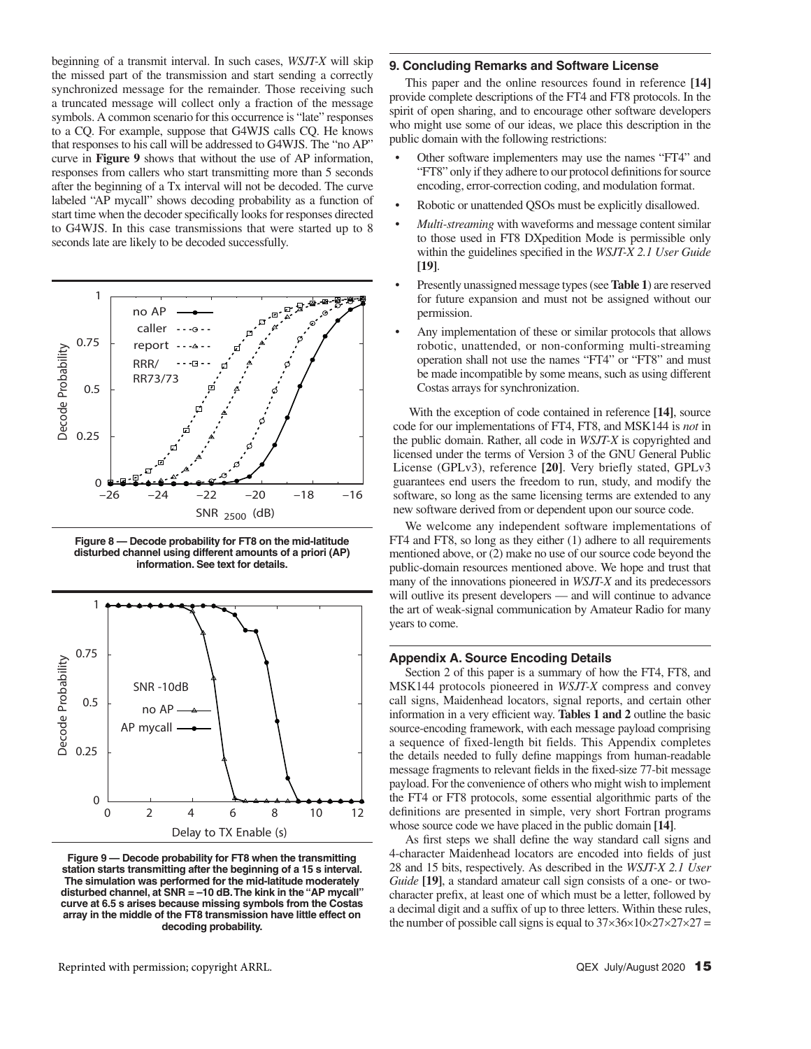beginning of a transmit interval. In such cases, *WSJT-X* will skip the missed part of the transmission and start sending a correctly synchronized message for the remainder. Those receiving such a truncated message will collect only a fraction of the message symbols. A common scenario for this occurrence is "late" responses to a CQ. For example, suppose that G4WJS calls CQ. He knows that responses to his call will be addressed to G4WJS. The "no AP" curve in **Figure 9** shows that without the use of AP information, responses from callers who start transmitting more than 5 seconds after the beginning of a Tx interval will not be decoded. The curve labeled "AP mycall" shows decoding probability as a function of start time when the decoder specifically looks for responses directed to G4WJS. In this case transmissions that were started up to 8 seconds late are likely to be decoded successfully.

**Figure 8 — Decode probability for FT8 on the mid-latitude disturbed channel using different amounts of a priori (AP) information. See text for details.**

**Figure 9 — Decode probability for FT8 when the transmitting station starts transmitting after the beginning of a 15 s interval. The simulation was performed for the mid-latitude moderately disturbed channel, at SNR = –10 dB. The kink in the "AP mycall" curve at 6.5 s arises because missing symbols from the Costas array in the middle of the FT8 transmission have little effect on decoding probability.**

## 9. Concluding Remarks and Software License

This paper and the online resources found in reference **[14]** provide complete descriptions of the FT4 and FT8 protocols. In the spirit of open sharing, and to encourage other software developers who might use some of our ideas, we place this description in the public domain with the following restrictions:

- Other software implementers may use the names "FT4" and "FT8" only if they adhere to our protocol definitions for source encoding, error-correction coding, and modulation format.
- Robotic or unattended QSOs must be explicitly disallowed.
- *Multi-streaming* with waveforms and message content similar to those used in FT8 DXpedition Mode is permissible only within the guidelines specified in the *WSJT-X 2.1 User Guide* **[19]**.
- Presently unassigned message types (see **Table 1**) are reserved for future expansion and must not be assigned without our permission.
- Any implementation of these or similar protocols that allows robotic, unattended, or non-conforming multi-streaming operation shall not use the names "FT4" or "FT8" and must be made incompatible by some means, such as using different Costas arrays for synchronization.

With the exception of code contained in reference **[14]**, source code for our implementations of FT4, FT8, and MSK144 is *not* in the public domain. Rather, all code in *WSJT-X* is copyrighted and licensed under the terms of Version 3 of the GNU General Public License (GPLv3), reference **[20]**. Very briefly stated, GPLv3 guarantees end users the freedom to run, study, and modify the software, so long as the same licensing terms are extended to any new software derived from or dependent upon our source code.

We welcome any independent software implementations of FT4 and FT8, so long as they either (1) adhere to all requirements mentioned above, or (2) make no use of our source code beyond the public-domain resources mentioned above. We hope and trust that many of the innovations pioneered in *WSJT-X* and its predecessors will outlive its present developers — and will continue to advance the art of weak-signal communication by Amateur Radio for many years to come.

## Appendix A. Source Encoding Details

Section 2 of this paper is a summary of how the FT4, FT8, and MSK144 protocols pioneered in *WSJT-X* compress and convey call signs, Maidenhead locators, signal reports, and certain other information in a very efficient way. **Tables 1 and 2** outline the basic source-encoding framework, with each message payload comprising a sequence of fixed-length bit fields. This Appendix completes the details needed to fully define mappings from human-readable message fragments to relevant fields in the fixed-size 77-bit message payload. For the convenience of others who might wish to implement the FT4 or FT8 protocols, some essential algorithmic parts of the definitions are presented in simple, very short Fortran programs whose source code we have placed in the public domain **[14]**.

As first steps we shall define the way standard call signs and 4-character Maidenhead locators are encoded into fields of just 28 and 15 bits, respectively. As described in the *WSJT-X 2.1 User Guide* **[19]**, a standard amateur call sign consists of a one- or two-character prefix, at least one of which must be a letter, followed by a decimal digit and a suffix of up to three letters. Within these rules, the number of possible call signs is equal to $37{\times}36{\times}10{\times}27{\times}27{\times}27 =$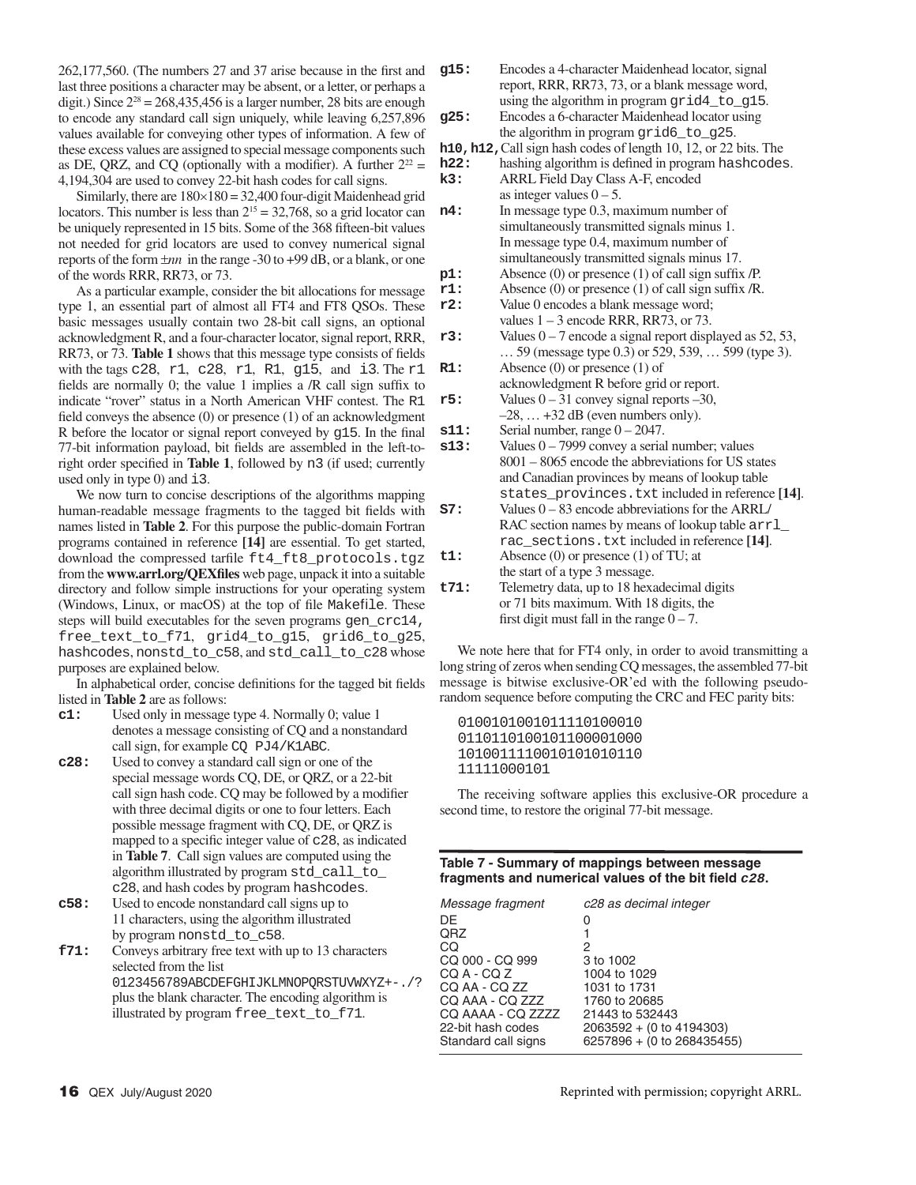262,177,560. (The numbers 27 and 37 arise because in the first and last three positions a character may be absent, or a letter, or perhaps a digit.) Since $2^{28}$ = 268,435,456 is a larger number, 28 bits are enough to encode any standard call sign uniquely, while leaving 6,257,896 values available for conveying other types of information. A few of these excess values are assigned to special message components such as DE, QRZ, and CQ (optionally with a modifier). A further $2^{22}$ = 4,194,304 are used to convey 22-bit hash codes for call signs.

Similarly, there are 180×180 = 32,400 four-digit Maidenhead grid locators. This number is less than $2^{15}$ = 32,768, so a grid locator can be uniquely represented in 15 bits. Some of the 368 fifteen-bit values not needed for grid locators are used to convey numerical signal reports of the form ±*nn* in the range -30 to +99 dB, or a blank, or one of the words RRR, RR73, or 73.

As a particular example, consider the bit allocations for message type 1, an essential part of almost all FT4 and FT8 QSOs. These basic messages usually contain two 28-bit call signs, an optional acknowledgment R, and a four-character locator, signal report, RRR, RR73, or 73. **Table 1** shows that this message type consists of fields with the tags `c28`, `r1`, `c28`, `r1`, `R1`, `g15`, and `i3`. The `r1` fields are normally 0; the value 1 implies a /R call sign suffix to indicate "rover" status in a North American VHF contest. The `R1` field conveys the absence (0) or presence (1) of an acknowledgment R before the locator or signal report conveyed by `g15`. In the final 77-bit information payload, bit fields are assembled in the left-to-right order specified in **Table 1**, followed by `n3` (if used; currently used only in type 0) and `i3`.

We now turn to concise descriptions of the algorithms mapping human-readable message fragments to the tagged bit fields with names listed in **Table 2**. For this purpose the public-domain Fortran programs contained in reference **[14]** are essential. To get started, download the compressed tarfile `ft4_ft8_protocols.tgz` from the **www.arrl.org/QEXfiles** web page, unpack it into a suitable directory and follow simple instructions for your operating system (Windows, Linux, or macOS) at the top of file `Makefile`. These steps will build executables for the seven programs `gen_crc14`, `free_text_to_f71`, `grid4_to_g15`, `grid6_to_g25`, `hashcodes`, `nonstd_to_c58`, and `std_call_to_c28` whose purposes are explained below.

In alphabetical order, concise definitions for the tagged bit fields listed in **Table 2** are as follows:

- **`c1:`** Used only in message type 4. Normally 0; value 1 denotes a message consisting of CQ and a nonstandard call sign, for example `CQ PJ4/K1ABC`.
- **`c28:`** Used to convey a standard call sign or one of the special message words CQ, DE, or QRZ, or a 22-bit call sign hash code. CQ may be followed by a modifier with three decimal digits or one to four letters. Each possible message fragment with CQ, DE, or QRZ is mapped to a specific integer value of `c28`, as indicated in **Table 7**. Call sign values are computed using the algorithm illustrated by program `std_call_to_c28`, and hash codes by program `hashcodes`.
- **`c58:`** Used to encode nonstandard call signs up to 11 characters, using the algorithm illustrated by program `nonstd_to_c58`.
- **`f71:`** Conveys arbitrary free text with up to 13 characters selected from the list `0123456789ABCDEFGHIJKLMNOPQRSTUVWXYZ+-./?` plus the blank character. The encoding algorithm is illustrated by program `free_text_to_f71`.
- **`g15:`** Encodes a 4-character Maidenhead locator, signal report, RRR, RR73, 73, or a blank message word, using the algorithm in program `grid4_to_g15`.
- **`g25:`** Encodes a 6-character Maidenhead locator using the algorithm in program `grid6_to_g25`.
- **`h10, h12, h22:`** Call sign hash codes of length 10, 12, or 22 bits. The hashing algorithm is defined in program `hashcodes`.
- **`k3:`** ARRL Field Day Class A-F, encoded as integer values 0 – 5.
- **`n4:`** In message type 0.3, maximum number of simultaneously transmitted signals minus 1. In message type 0.4, maximum number of simultaneously transmitted signals minus 17.
- **`p1:`** Absence (0) or presence (1) of call sign suffix /P.
- **`r1:`** Absence (0) or presence (1) of call sign suffix /R.
- **`r2:`** Value 0 encodes a blank message word; values 1 – 3 encode RRR, RR73, or 73.
- **`r3:`** Values 0 – 7 encode a signal report displayed as 52, 53, … 59 (message type 0.3) or 529, 539, … 599 (type 3).
- **`R1:`** Absence (0) or presence (1) of acknowledgment R before grid or report.
- **`r5:`** Values 0 – 31 convey signal reports –30, –28, … +32 dB (even numbers only).
- **`s11:`** Serial number, range 0 – 2047.
- **`s13:`** Values 0 – 7999 convey a serial number; values 8001 – 8065 encode the abbreviations for US states and Canadian provinces by means of lookup table `states_provinces.txt` included in reference **[14]**.
- **`S7:`** Values 0 – 83 encode abbreviations for the ARRL/RAC section names by means of lookup table `arrl_rac_sections.txt` included in reference **[14]**.
- **`t1:`** Absence (0) or presence (1) of TU; at the start of a type 3 message.
- **`t71:`** Telemetry data, up to 18 hexadecimal digits or 71 bits maximum. With 18 digits, the first digit must fall in the range 0 – 7.

We note here that for FT4 only, in order to avoid transmitting a long string of zeros when sending CQ messages, the assembled 77-bit message is bitwise exclusive-OR'ed with the following pseudo-random sequence before computing the CRC and FEC parity bits:

```
0100101001011110100010
0110110100101100001000
1010011110010101010110
11111000101
```

The receiving software applies this exclusive-OR procedure a second time, to restore the original 77-bit message.

**Table 7 - Summary of mappings between message fragments and numerical values of the bit field *c28*.**

| *Message fragment* | *c28 as decimal integer* |
|---|---|
| DE | 0 |
| QRZ | 1 |
| CQ | 2 |
| CQ 000 - CQ 999 | 3 to 1002 |
| CQ A - CQ Z | 1004 to 1029 |
| CQ AA - CQ ZZ | 1031 to 1731 |
| CQ AAA - CQ ZZZ | 1760 to 20685 |
| CQ AAAA - CQ ZZZZ | 21443 to 532443 |
| 22-bit hash codes | 2063592 + (0 to 4194303) |
| Standard call signs | 6257896 + (0 to 268435455) |

Reprinted with permission; copyright ARRL.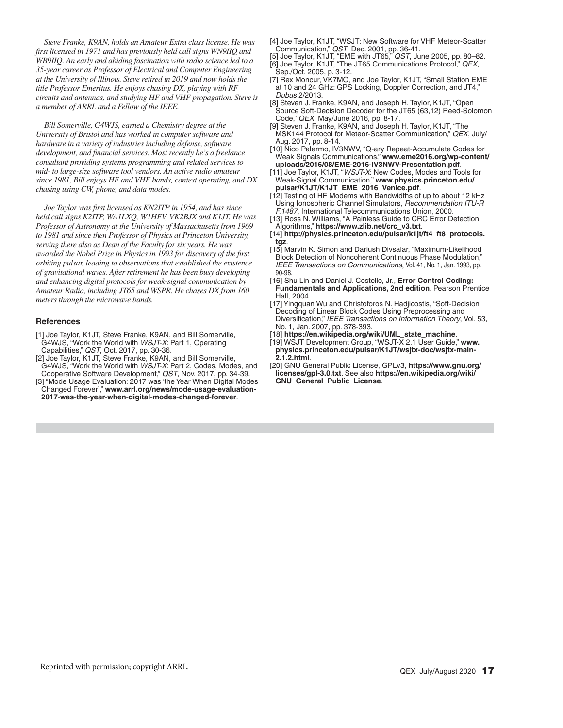*Steve Franke, K9AN, holds an Amateur Extra class license. He was first licensed in 1971 and has previously held call signs WN9IIQ and WB9IIQ. An early and abiding fascination with radio science led to a 35-year career as Professor of Electrical and Computer Engineering at the University of Illinois. Steve retired in 2019 and now holds the title Professor Emeritus. He enjoys chasing DX, playing with RF circuits and antennas, and studying HF and VHF propagation. Steve is a member of ARRL and a Fellow of the IEEE.*

*Bill Somerville, G4WJS, earned a Chemistry degree at the University of Bristol and has worked in computer software and hardware in a variety of industries including defense, software development, and financial services. Most recently he's a freelance consultant providing systems programming and related services to mid- to large-size software tool vendors. An active radio amateur since 1981, Bill enjoys HF and VHF bands, contest operating, and DX chasing using CW, phone, and data modes.*

*Joe Taylor was first licensed as KN2ITP in 1954, and has since held call signs K2ITP, WA1LXQ, W1HFV, VK2BJX and K1JT. He was Professor of Astronomy at the University of Massachusetts from 1969 to 1981 and since then Professor of Physics at Princeton University, serving there also as Dean of the Faculty for six years. He was awarded the Nobel Prize in Physics in 1993 for discovery of the first orbiting pulsar, leading to observations that established the existence of gravitational waves. After retirement he has been busy developing and enhancing digital protocols for weak-signal communication by Amateur Radio, including JT65 and WSPR. He chases DX from 160 meters through the microwave bands.*

## References

[1] Joe Taylor, K1JT, Steve Franke, K9AN, and Bill Somerville, G4WJS, "Work the World with *WSJT-X*: Part 1, Operating Capabilities," *QST*, Oct. 2017, pp. 30-36.

[2] Joe Taylor, K1JT, Steve Franke, K9AN, and Bill Somerville, G4WJS, "Work the World with *WSJT-X*: Part 2, Codes, Modes, and Cooperative Software Development," *QST*, Nov. 2017, pp. 34-39.

[3] "Mode Usage Evaluation: 2017 was 'the Year When Digital Modes Changed Forever'," **www.arrl.org/news/mode-usage-evaluation-2017-was-the-year-when-digital-modes-changed-forever**.

[4] Joe Taylor, K1JT, "WSJT: New Software for VHF Meteor-Scatter Communication," *QST*, Dec. 2001, pp. 36-41.

[5] Joe Taylor, K1JT, "EME with JT65," *QST*, June 2005, pp. 80–82.

[6] Joe Taylor, K1JT, "The JT65 Communications Protocol," *QEX*, Sep./Oct. 2005, p. 3-12.

[7] Rex Moncur, VK7MO, and Joe Taylor, K1JT, "Small Station EME at 10 and 24 GHz: GPS Locking, Doppler Correction, and JT4," *Dubus* 2/2013.

[8] Steven J. Franke, K9AN, and Joseph H. Taylor, K1JT, "Open Source Soft-Decision Decoder for the JT65 (63,12) Reed-Solomon Code," *QEX*, May/June 2016, pp. 8-17.

[9] Steven J. Franke, K9AN, and Joseph H. Taylor, K1JT, "The MSK144 Protocol for Meteor-Scatter Communication," *QEX*, July/Aug. 2017, pp. 8-14.

[10] Nico Palermo, IV3NWV, "Q-ary Repeat-Accumulate Codes for Weak Signals Communications," **www.eme2016.org/wp-content/uploads/2016/08/EME-2016-IV3NWV-Presentation.pdf**.

[11] Joe Taylor, K1JT, "*WSJT-X*: New Codes, Modes and Tools for Weak-Signal Communication," **www.physics.princeton.edu/pulsar/K1JT/K1JT_EME_2016_Venice.pdf**.

[12] Testing of HF Modems with Bandwidths of up to about 12 kHz Using Ionospheric Channel Simulators, *Recommendation ITU-R F.1487*, International Telecommunications Union, 2000.

[13] Ross N. Williams, "A Painless Guide to CRC Error Detection Algorithms," **https://www.zlib.net/crc_v3.txt**.

[14] **http://physics.princeton.edu/pulsar/k1jt/ft4_ft8_protocols.tgz**.

[15] Marvin K. Simon and Dariush Divsalar, "Maximum-Likelihood Block Detection of Noncoherent Continuous Phase Modulation," *IEEE Transactions on Communications*, Vol. 41, No. 1, Jan. 1993, pp. 90-98.

[16] Shu Lin and Daniel J. Costello, Jr., **Error Control Coding: Fundamentals and Applications, 2nd edition**. Pearson Prentice Hall, 2004.

[17] Yingquan Wu and Christoforos N. Hadjicostis, "Soft-Decision Decoding of Linear Block Codes Using Preprocessing and Diversification," *IEEE Transactions on Information Theory*, Vol. 53, No. 1, Jan. 2007, pp. 378-393.

[18] **https://en.wikipedia.org/wiki/UML_state_machine**.

[19] WSJT Development Group, "WSJT-X 2.1 User Guide," **www.physics.princeton.edu/pulsar/K1JT/wsjtx-doc/wsjtx-main-2.1.2.html**.

[20] GNU General Public License, GPLv3, **https://www.gnu.org/licenses/gpl-3.0.txt**. See also **https://en.wikipedia.org/wiki/GNU_General_Public_License**.

Reprinted with permission; copyright ARRL.